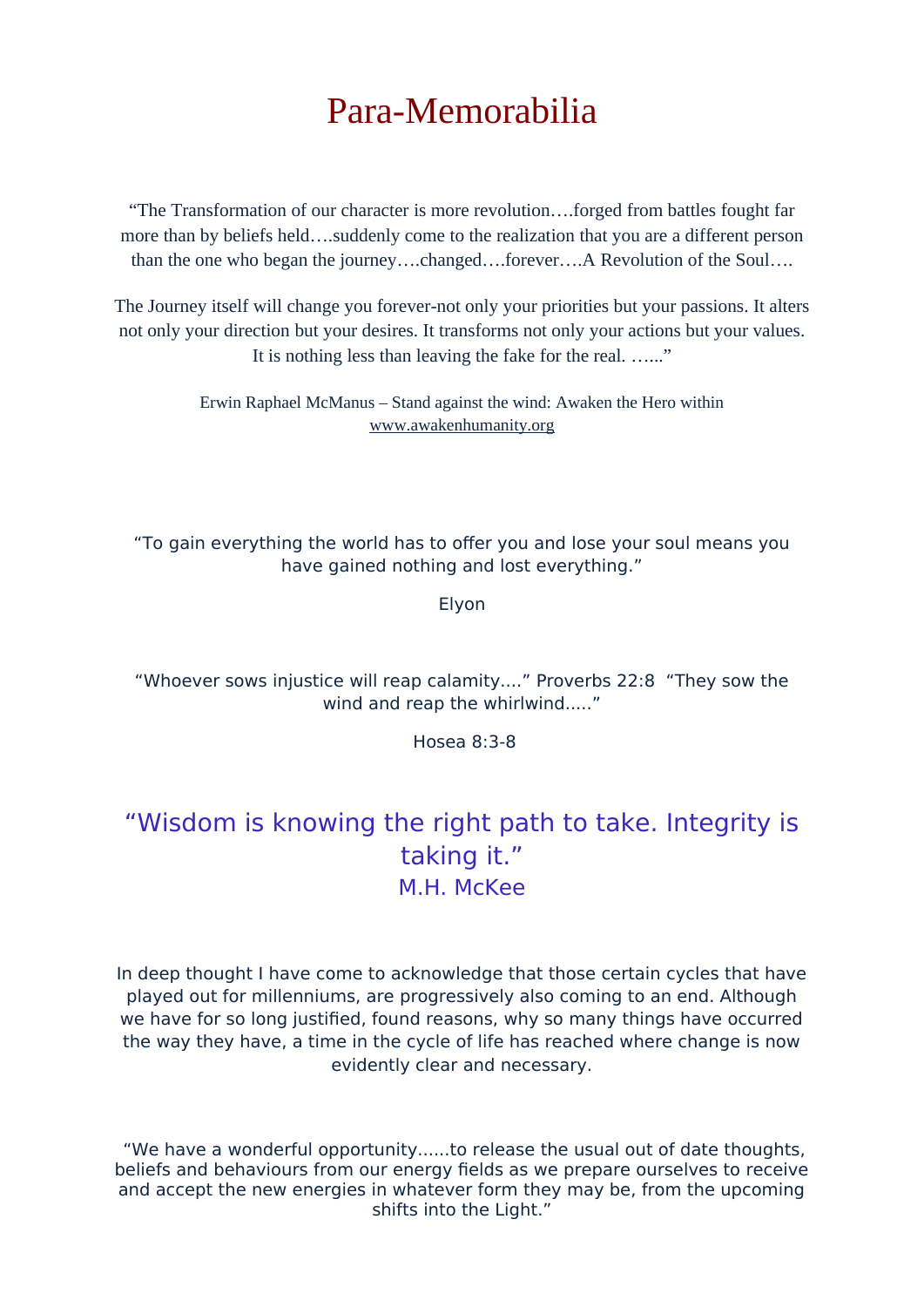# Para-Memorabilia

"The Transformation of our character is more revolution….forged from battles fought far more than by beliefs held….suddenly come to the realization that you are a different person than the one who began the journey….changed….forever….A Revolution of the Soul….

The Journey itself will change you forever-not only your priorities but your passions. It alters not only your direction but your desires. It transforms not only your actions but your values. It is nothing less than leaving the fake for the real. …..."

Erwin Raphael McManus – Stand against the wind: Awaken the Hero within
www.awakenhumanity.org

"To gain everything the world has to offer you and lose your soul means you have gained nothing and lost everything."

Elyon

"Whoever sows injustice will reap calamity...." Proverbs 22:8 "They sow the wind and reap the whirlwind....."

Hosea 8:3-8

## "Wisdom is knowing the right path to take. Integrity is taking it."
### M.H. McKee

In deep thought I have come to acknowledge that those certain cycles that have played out for millenniums, are progressively also coming to an end. Although we have for so long justified, found reasons, why so many things have occurred the way they have, a time in the cycle of life has reached where change is now evidently clear and necessary.

"We have a wonderful opportunity......to release the usual out of date thoughts, beliefs and behaviours from our energy fields as we prepare ourselves to receive and accept the new energies in whatever form they may be, from the upcoming shifts into the Light."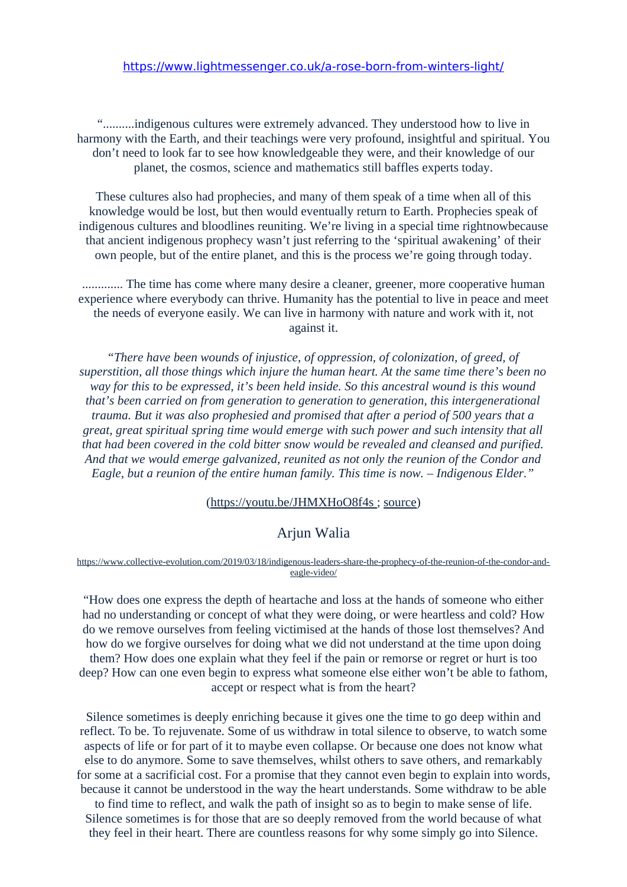https://www.lightmessenger.co.uk/a-rose-born-from-winters-light/

“..........indigenous cultures were extremely advanced. They understood how to live in harmony with the Earth, and their teachings were very profound, insightful and spiritual. You don’t need to look far to see how knowledgeable they were, and their knowledge of our planet, the cosmos, science and mathematics still baffles experts today.

These cultures also had prophecies, and many of them speak of a time when all of this knowledge would be lost, but then would eventually return to Earth. Prophecies speak of indigenous cultures and bloodlines reuniting. We’re living in a special time rightnowbecause that ancient indigenous prophecy wasn’t just referring to the ‘spiritual awakening’ of their own people, but of the entire planet, and this is the process we’re going through today.

............. The time has come where many desire a cleaner, greener, more cooperative human experience where everybody can thrive. Humanity has the potential to live in peace and meet the needs of everyone easily. We can live in harmony with nature and work with it, not against it.

*“There have been wounds of injustice, of oppression, of colonization, of greed, of superstition, all those things which injure the human heart. At the same time there’s been no way for this to be expressed, it’s been held inside. So this ancestral wound is this wound that’s been carried on from generation to generation to generation, this intergenerational trauma. But it was also prophesied and promised that after a period of 500 years that a great, great spiritual spring time would emerge with such power and such intensity that all that had been covered in the cold bitter snow would be revealed and cleansed and purified. And that we would emerge galvanized, reunited as not only the reunion of the Condor and Eagle, but a reunion of the entire human family. This time is now. – Indigenous Elder.”*

(https://youtu.be/JHMXHoO8f4s ; source)

Arjun Walia

https://www.collective-evolution.com/2019/03/18/indigenous-leaders-share-the-prophecy-of-the-reunion-of-the-condor-and-eagle-video/

“How does one express the depth of heartache and loss at the hands of someone who either had no understanding or concept of what they were doing, or were heartless and cold? How do we remove ourselves from feeling victimised at the hands of those lost themselves? And how do we forgive ourselves for doing what we did not understand at the time upon doing them? How does one explain what they feel if the pain or remorse or regret or hurt is too deep? How can one even begin to express what someone else either won’t be able to fathom, accept or respect what is from the heart?

Silence sometimes is deeply enriching because it gives one the time to go deep within and reflect. To be. To rejuvenate. Some of us withdraw in total silence to observe, to watch some aspects of life or for part of it to maybe even collapse. Or because one does not know what else to do anymore. Some to save themselves, whilst others to save others, and remarkably for some at a sacrificial cost. For a promise that they cannot even begin to explain into words, because it cannot be understood in the way the heart understands. Some withdraw to be able to find time to reflect, and walk the path of insight so as to begin to make sense of life. Silence sometimes is for those that are so deeply removed from the world because of what they feel in their heart. There are countless reasons for why some simply go into Silence.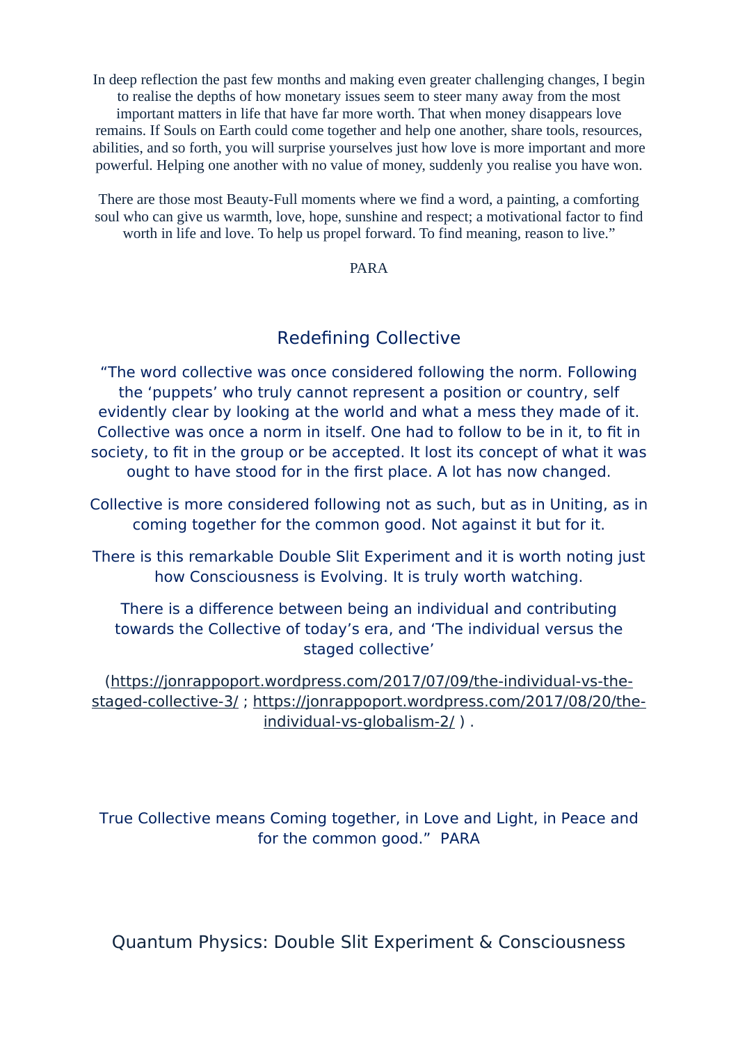In deep reflection the past few months and making even greater challenging changes, I begin to realise the depths of how monetary issues seem to steer many away from the most important matters in life that have far more worth. That when money disappears love remains. If Souls on Earth could come together and help one another, share tools, resources, abilities, and so forth, you will surprise yourselves just how love is more important and more powerful. Helping one another with no value of money, suddenly you realise you have won.

There are those most Beauty-Full moments where we find a word, a painting, a comforting soul who can give us warmth, love, hope, sunshine and respect; a motivational factor to find worth in life and love. To help us propel forward. To find meaning, reason to live."

PARA

## Redefining Collective

"The word collective was once considered following the norm. Following the 'puppets' who truly cannot represent a position or country, self evidently clear by looking at the world and what a mess they made of it. Collective was once a norm in itself. One had to follow to be in it, to fit in society, to fit in the group or be accepted. It lost its concept of what it was ought to have stood for in the first place. A lot has now changed.

Collective is more considered following not as such, but as in Uniting, as in coming together for the common good. Not against it but for it.

There is this remarkable Double Slit Experiment and it is worth noting just how Consciousness is Evolving. It is truly worth watching.

There is a difference between being an individual and contributing towards the Collective of today's era, and 'The individual versus the staged collective'

(https://jonrappoport.wordpress.com/2017/07/09/the-individual-vs-the-staged-collective-3/ ; https://jonrappoport.wordpress.com/2017/08/20/the-individual-vs-globalism-2/ ) .

True Collective means Coming together, in Love and Light, in Peace and for the common good." PARA

## Quantum Physics: Double Slit Experiment & Consciousness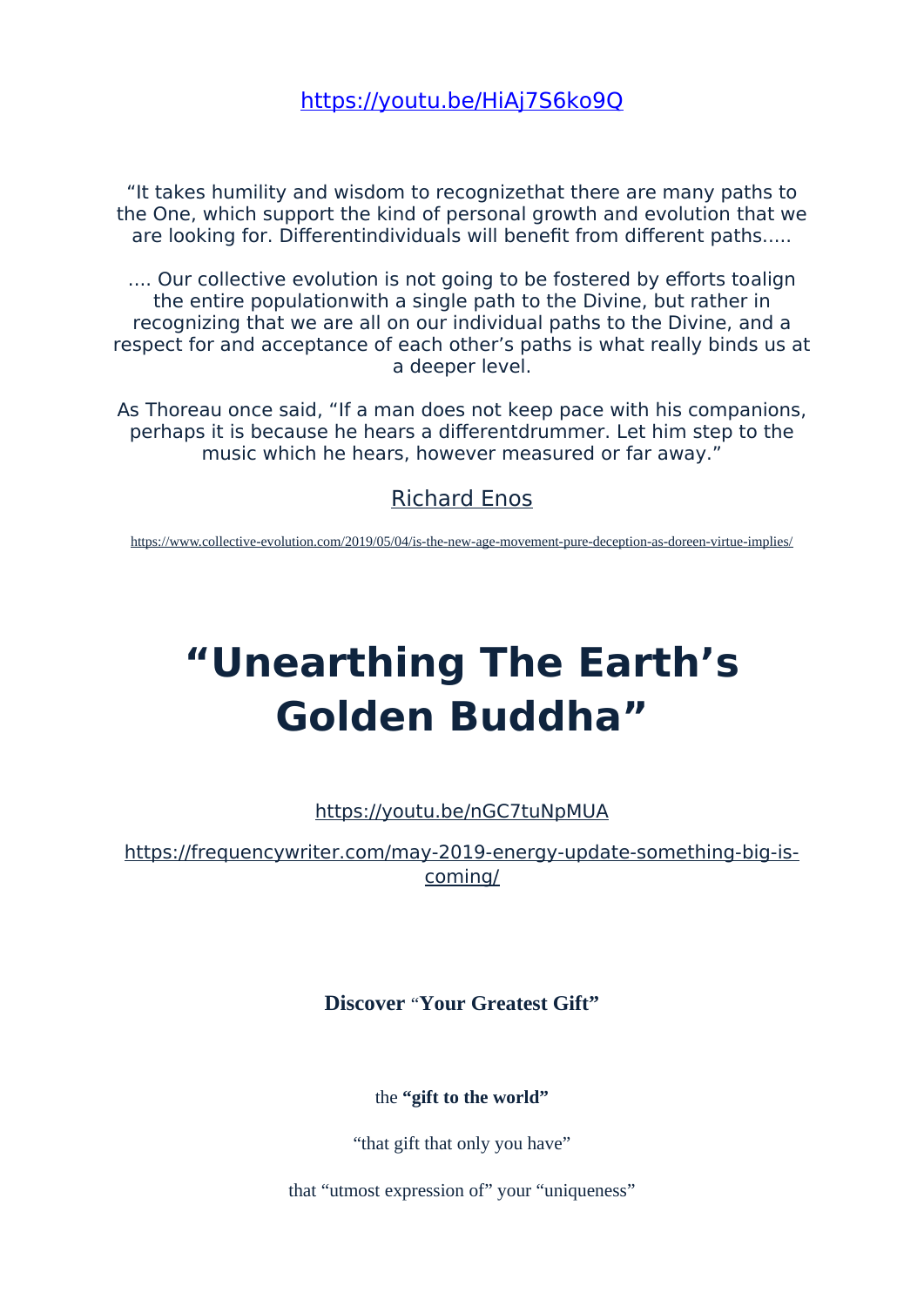https://youtu.be/HiAj7S6ko9Q

"It takes humility and wisdom to recognizethat there are many paths to the One, which support the kind of personal growth and evolution that we are looking for. Differentindividuals will benefit from different paths.....

.... Our collective evolution is not going to be fostered by efforts toalign the entire populationwith a single path to the Divine, but rather in recognizing that we are all on our individual paths to the Divine, and a respect for and acceptance of each other's paths is what really binds us at a deeper level.

As Thoreau once said, "If a man does not keep pace with his companions, perhaps it is because he hears a differentdrummer. Let him step to the music which he hears, however measured or far away."

Richard Enos

https://www.collective-evolution.com/2019/05/04/is-the-new-age-movement-pure-deception-as-doreen-virtue-implies/

# "Unearthing The Earth's Golden Buddha"

https://youtu.be/nGC7tuNpMUA

https://frequencywriter.com/may-2019-energy-update-something-big-is-coming/

**Discover** "**Your Greatest Gift"**

the **"gift to the world"**

"that gift that only you have"

that "utmost expression of" your "uniqueness"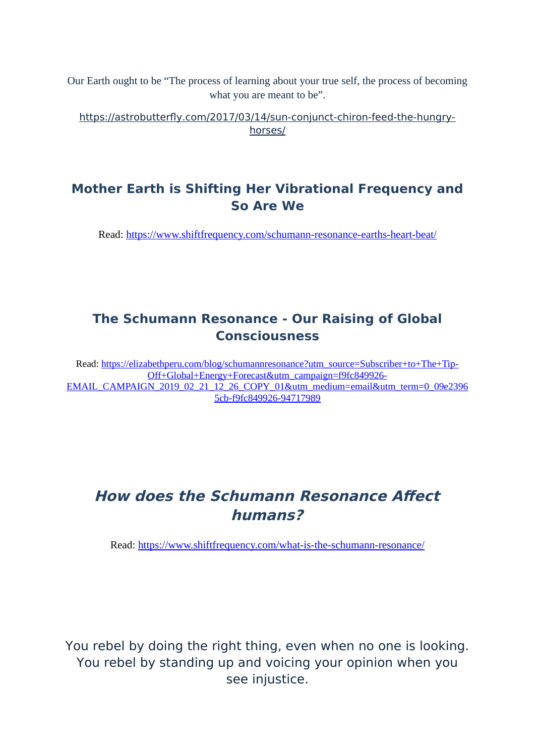Our Earth ought to be “The process of learning about your true self, the process of becoming what you are meant to be”.

https://astrobutterfly.com/2017/03/14/sun-conjunct-chiron-feed-the-hungry-horses/

## Mother Earth is Shifting Her Vibrational Frequency and So Are We

Read: https://www.shiftfrequency.com/schumann-resonance-earths-heart-beat/

## The Schumann Resonance - Our Raising of Global Consciousness

Read: https://elizabethperu.com/blog/schumannresonance?utm_source=Subscriber+to+The+Tip-Off+Global+Energy+Forecast&utm_campaign=f9fc849926-EMAIL_CAMPAIGN_2019_02_21_12_26_COPY_01&utm_medium=email&utm_term=0_09e23965cb-f9fc849926-94717989

## *How does the Schumann Resonance Affect humans?*

Read: https://www.shiftfrequency.com/what-is-the-schumann-resonance/

You rebel by doing the right thing, even when no one is looking. You rebel by standing up and voicing your opinion when you see injustice.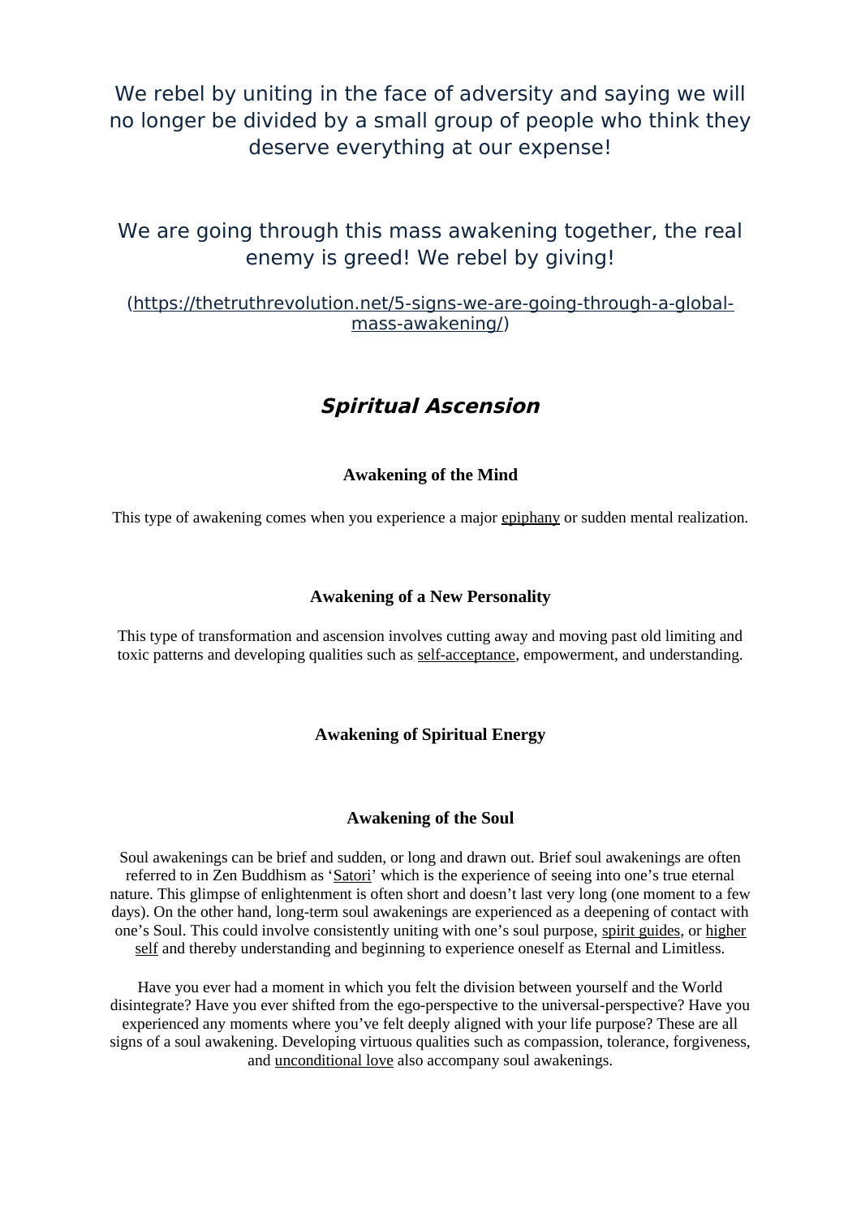We rebel by uniting in the face of adversity and saying we will no longer be divided by a small group of people who think they deserve everything at our expense!

We are going through this mass awakening together, the real enemy is greed! We rebel by giving!

(https://thetruthrevolution.net/5-signs-we-are-going-through-a-global-mass-awakening/)

## *Spiritual Ascension*

### Awakening of the Mind

This type of awakening comes when you experience a major epiphany or sudden mental realization.

### Awakening of a New Personality

This type of transformation and ascension involves cutting away and moving past old limiting and toxic patterns and developing qualities such as self-acceptance, empowerment, and understanding.

### Awakening of Spiritual Energy

### Awakening of the Soul

Soul awakenings can be brief and sudden, or long and drawn out. Brief soul awakenings are often referred to in Zen Buddhism as 'Satori' which is the experience of seeing into one's true eternal nature. This glimpse of enlightenment is often short and doesn't last very long (one moment to a few days). On the other hand, long-term soul awakenings are experienced as a deepening of contact with one's Soul. This could involve consistently uniting with one's soul purpose, spirit guides, or higher self and thereby understanding and beginning to experience oneself as Eternal and Limitless.

Have you ever had a moment in which you felt the division between yourself and the World disintegrate? Have you ever shifted from the ego-perspective to the universal-perspective? Have you experienced any moments where you've felt deeply aligned with your life purpose? These are all signs of a soul awakening. Developing virtuous qualities such as compassion, tolerance, forgiveness, and unconditional love also accompany soul awakenings.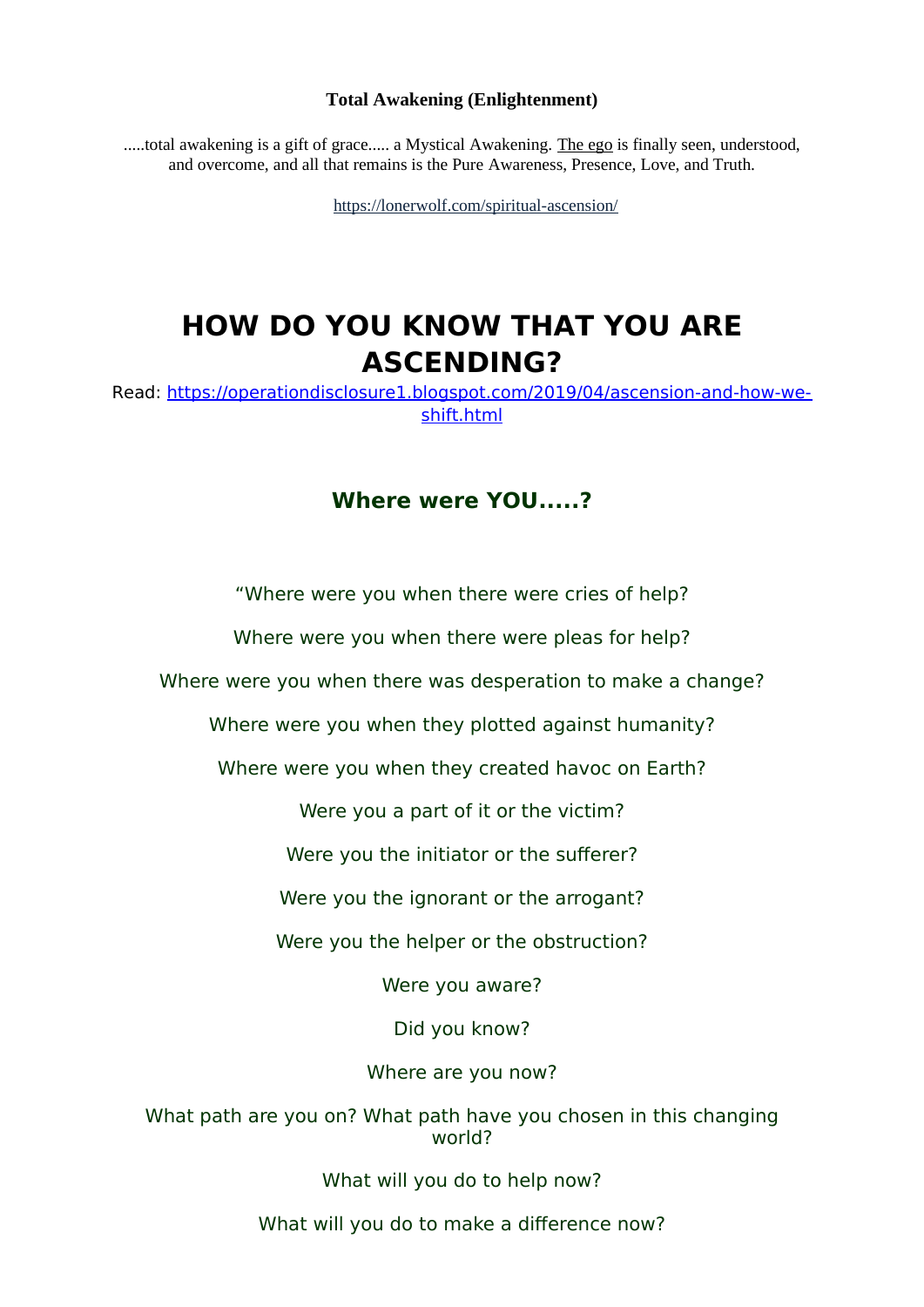**Total Awakening (Enlightenment)**

.....total awakening is a gift of grace..... a Mystical Awakening. The ego is finally seen, understood, and overcome, and all that remains is the Pure Awareness, Presence, Love, and Truth.

https://lonerwolf.com/spiritual-ascension/

# HOW DO YOU KNOW THAT YOU ARE ASCENDING?

Read: https://operationdisclosure1.blogspot.com/2019/04/ascension-and-how-we-shift.html

## Where were YOU.....?

"Where were you when there were cries of help?

Where were you when there were pleas for help?

Where were you when there was desperation to make a change?

Where were you when they plotted against humanity?

Where were you when they created havoc on Earth?

Were you a part of it or the victim?

Were you the initiator or the sufferer?

Were you the ignorant or the arrogant?

Were you the helper or the obstruction?

Were you aware?

Did you know?

Where are you now?

What path are you on? What path have you chosen in this changing world?

What will you do to help now?

What will you do to make a difference now?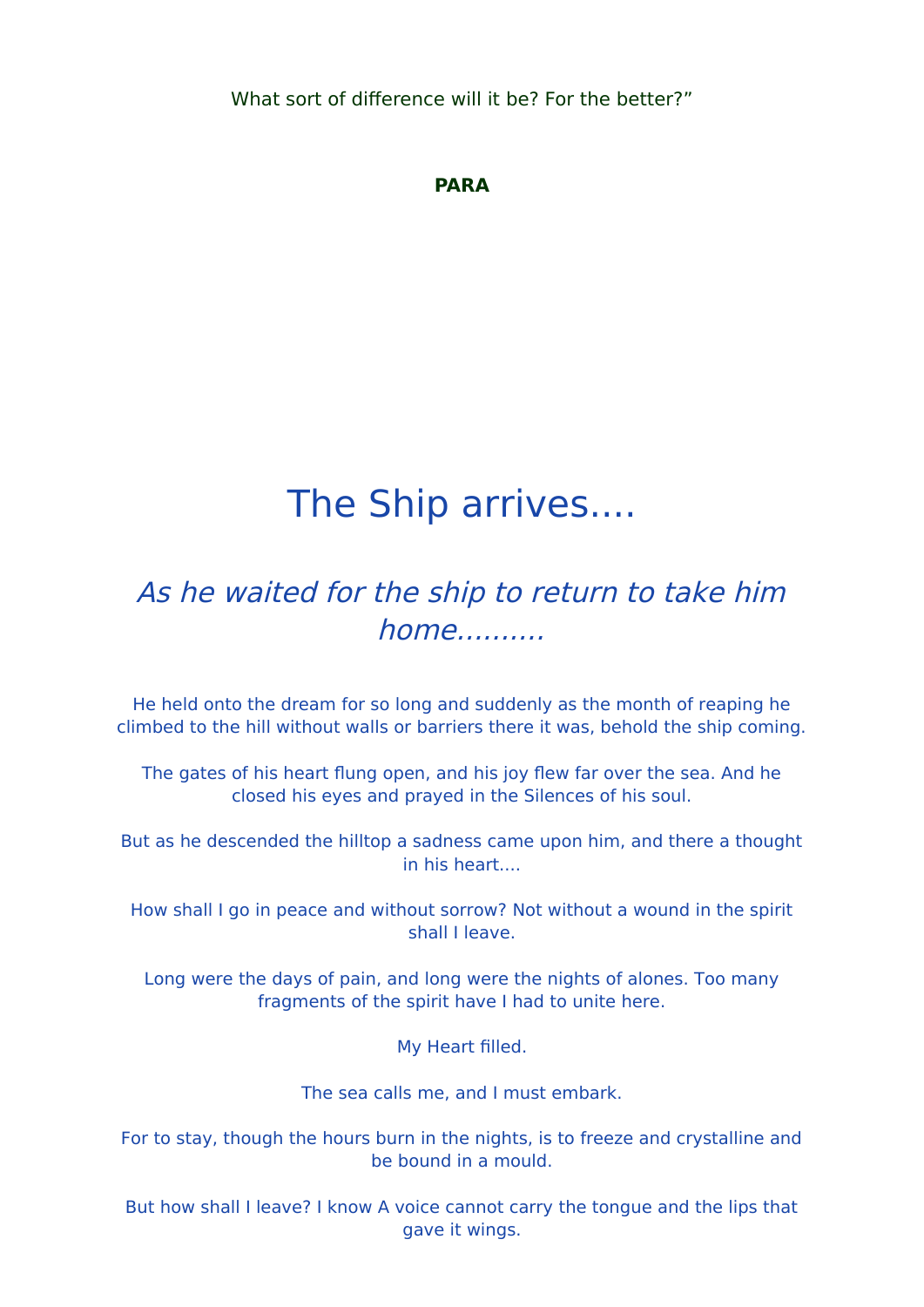What sort of difference will it be? For the better?”

**PARA**

# The Ship arrives....

## *As he waited for the ship to return to take him home..........*

He held onto the dream for so long and suddenly as the month of reaping he climbed to the hill without walls or barriers there it was, behold the ship coming.

The gates of his heart flung open, and his joy flew far over the sea. And he closed his eyes and prayed in the Silences of his soul.

But as he descended the hilltop a sadness came upon him, and there a thought in his heart....

How shall I go in peace and without sorrow? Not without a wound in the spirit shall I leave.

Long were the days of pain, and long were the nights of alones. Too many fragments of the spirit have I had to unite here.

My Heart filled.

The sea calls me, and I must embark.

For to stay, though the hours burn in the nights, is to freeze and crystalline and be bound in a mould.

But how shall I leave? I know A voice cannot carry the tongue and the lips that gave it wings.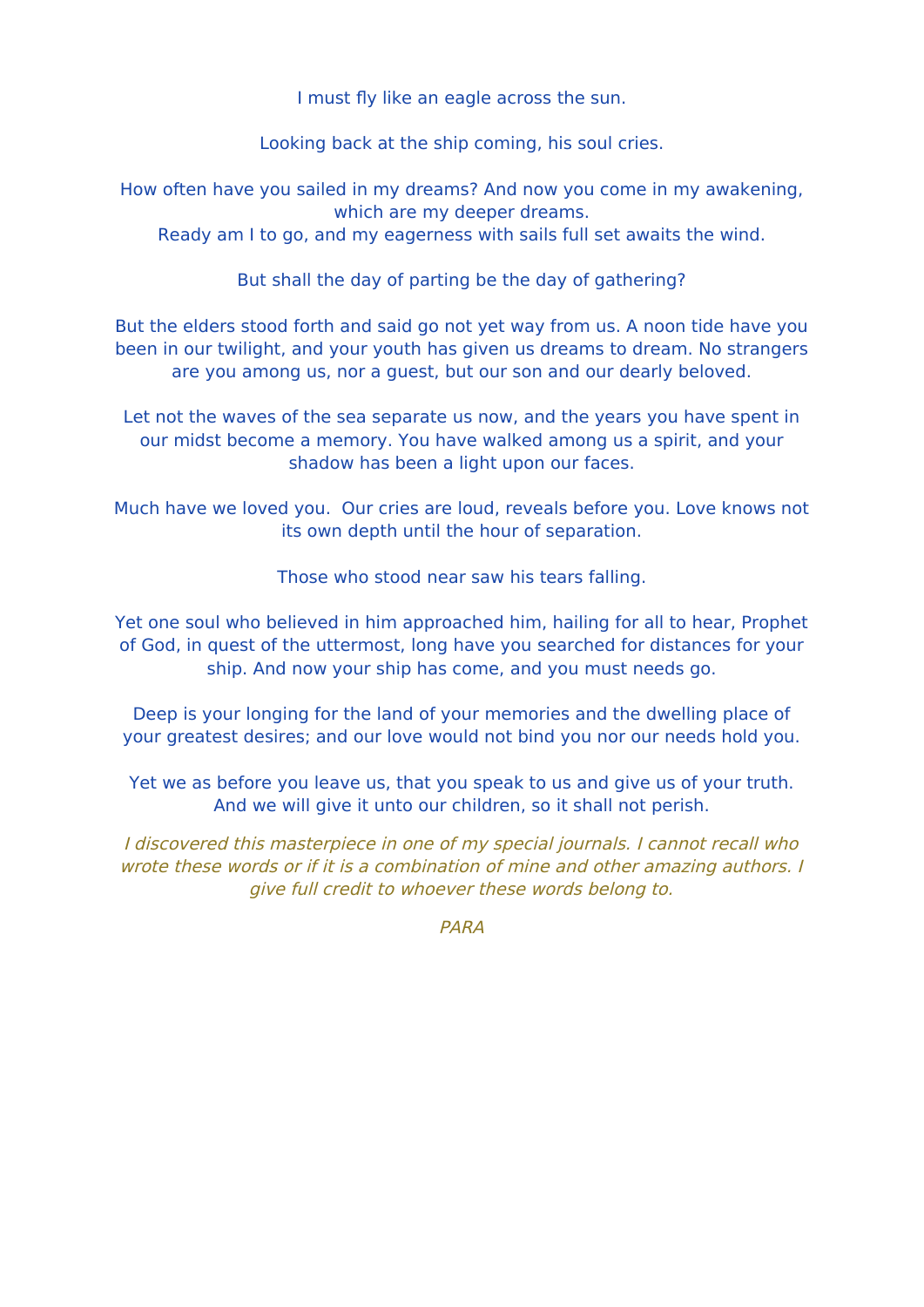I must fly like an eagle across the sun.

Looking back at the ship coming, his soul cries.

How often have you sailed in my dreams? And now you come in my awakening, which are my deeper dreams.
Ready am I to go, and my eagerness with sails full set awaits the wind.

But shall the day of parting be the day of gathering?

But the elders stood forth and said go not yet way from us. A noon tide have you been in our twilight, and your youth has given us dreams to dream. No strangers are you among us, nor a guest, but our son and our dearly beloved.

Let not the waves of the sea separate us now, and the years you have spent in our midst become a memory. You have walked among us a spirit, and your shadow has been a light upon our faces.

Much have we loved you.  Our cries are loud, reveals before you. Love knows not its own depth until the hour of separation.

Those who stood near saw his tears falling.

Yet one soul who believed in him approached him, hailing for all to hear, Prophet of God, in quest of the uttermost, long have you searched for distances for your ship. And now your ship has come, and you must needs go.

Deep is your longing for the land of your memories and the dwelling place of your greatest desires; and our love would not bind you nor our needs hold you.

Yet we as before you leave us, that you speak to us and give us of your truth. And we will give it unto our children, so it shall not perish.

*I discovered this masterpiece in one of my special journals. I cannot recall who wrote these words or if it is a combination of mine and other amazing authors. I give full credit to whoever these words belong to.*

*PARA*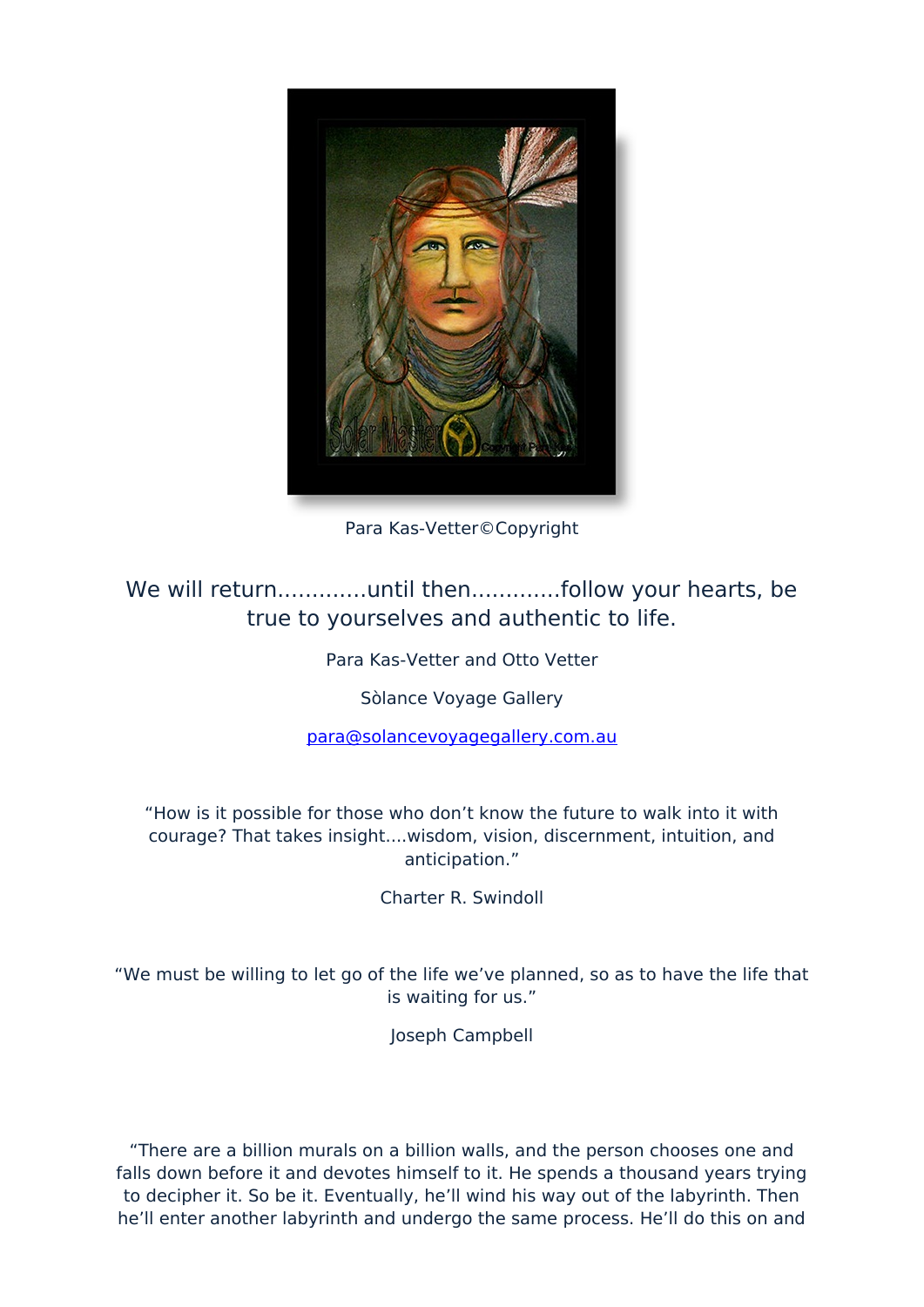Para Kas-Vetter©Copyright

We will return.............until then.............follow your hearts, be true to yourselves and authentic to life.

Para Kas-Vetter and Otto Vetter

Sòlance Voyage Gallery

para@solancevoyagegallery.com.au

“How is it possible for those who don’t know the future to walk into it with courage? That takes insight....wisdom, vision, discernment, intuition, and anticipation.”

Charter R. Swindoll

“We must be willing to let go of the life we’ve planned, so as to have the life that is waiting for us.”

Joseph Campbell

“There are a billion murals on a billion walls, and the person chooses one and falls down before it and devotes himself to it. He spends a thousand years trying to decipher it. So be it. Eventually, he’ll wind his way out of the labyrinth. Then he’ll enter another labyrinth and undergo the same process. He’ll do this on and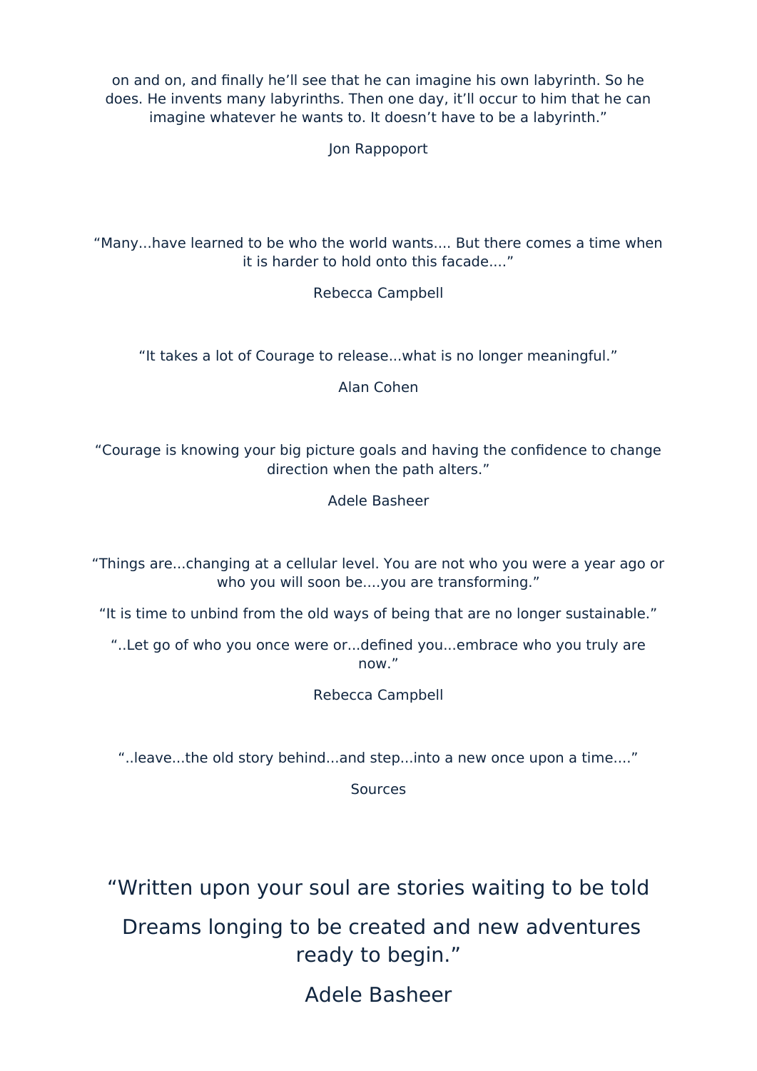on and on, and finally he'll see that he can imagine his own labyrinth. So he does. He invents many labyrinths. Then one day, it'll occur to him that he can imagine whatever he wants to. It doesn't have to be a labyrinth."

Jon Rappoport

"Many...have learned to be who the world wants.... But there comes a time when it is harder to hold onto this facade...."

Rebecca Campbell

"It takes a lot of Courage to release...what is no longer meaningful."

Alan Cohen

"Courage is knowing your big picture goals and having the confidence to change direction when the path alters."

Adele Basheer

"Things are...changing at a cellular level. You are not who you were a year ago or who you will soon be....you are transforming."

"It is time to unbind from the old ways of being that are no longer sustainable."

"..Let go of who you once were or...defined you...embrace who you truly are now."

Rebecca Campbell

"..leave...the old story behind...and step...into a new once upon a time...."

Sources

"Written upon your soul are stories waiting to be told

Dreams longing to be created and new adventures ready to begin."

Adele Basheer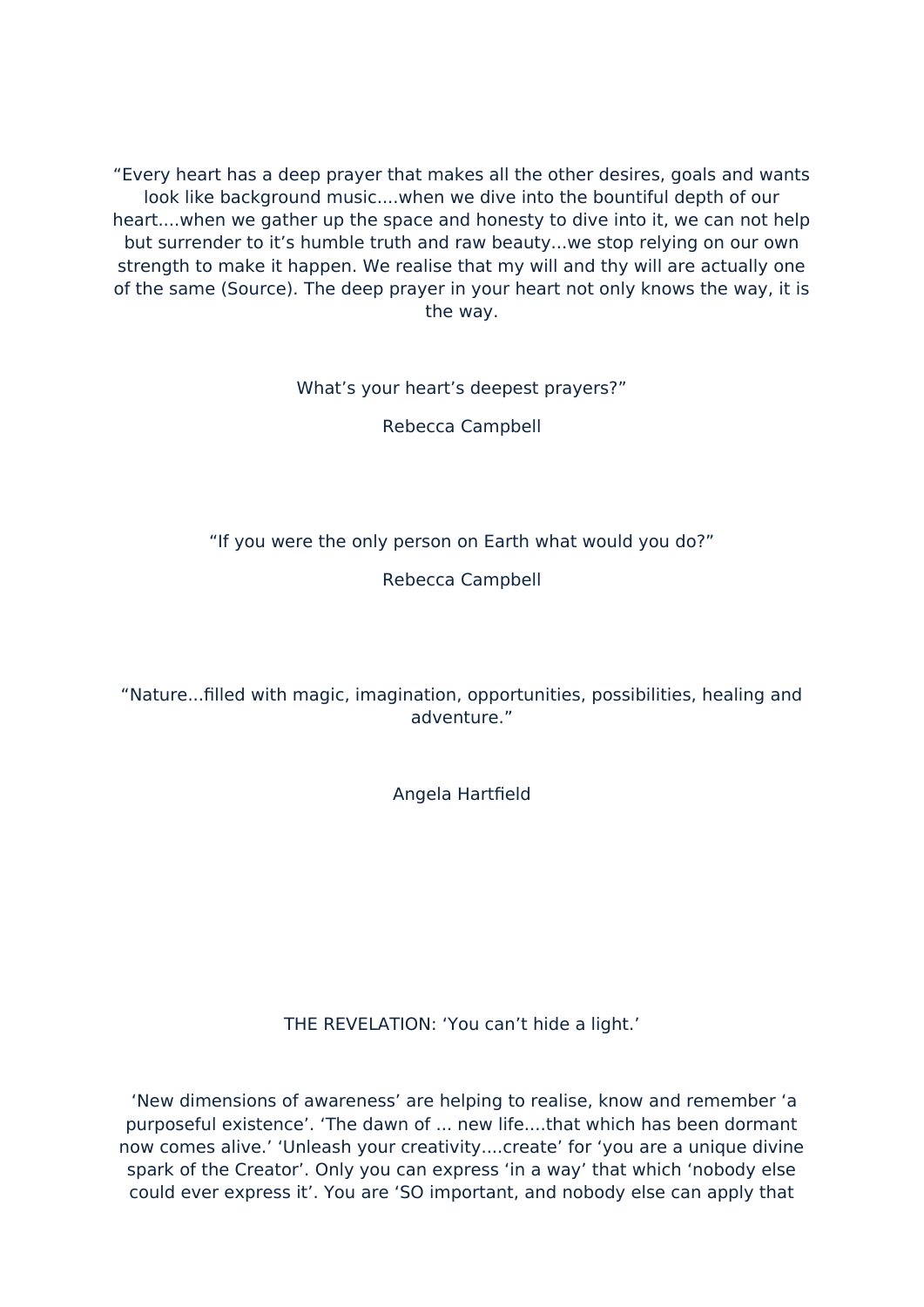“Every heart has a deep prayer that makes all the other desires, goals and wants look like background music....when we dive into the bountiful depth of our heart....when we gather up the space and honesty to dive into it, we can not help but surrender to it’s humble truth and raw beauty...we stop relying on our own strength to make it happen. We realise that my will and thy will are actually one of the same (Source). The deep prayer in your heart not only knows the way, it is the way.

What’s your heart’s deepest prayers?”

Rebecca Campbell

“If you were the only person on Earth what would you do?”

Rebecca Campbell

“Nature...filled with magic, imagination, opportunities, possibilities, healing and adventure.”

Angela Hartfield

THE REVELATION: ‘You can’t hide a light.’

‘New dimensions of awareness’ are helping to realise, know and remember ‘a purposeful existence’. ‘The dawn of ... new life....that which has been dormant now comes alive.’ ‘Unleash your creativity....create’ for ‘you are a unique divine spark of the Creator’. Only you can express ‘in a way’ that which ‘nobody else could ever express it’. You are ‘SO important, and nobody else can apply that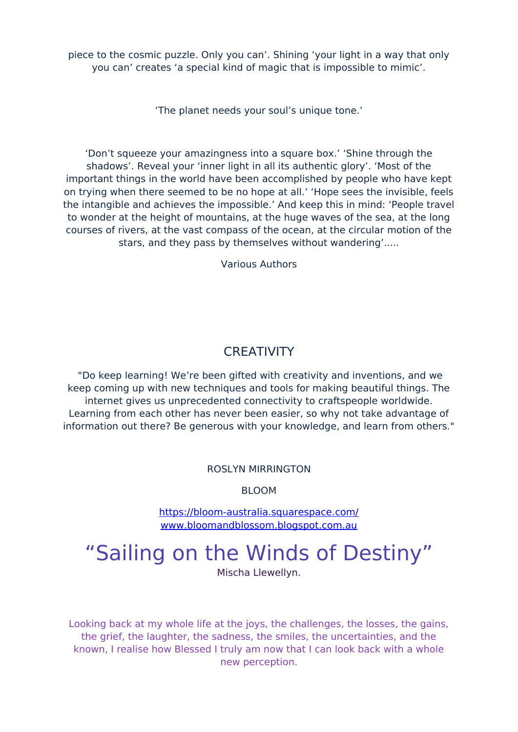piece to the cosmic puzzle. Only you can'. Shining 'your light in a way that only you can' creates 'a special kind of magic that is impossible to mimic'.

'The planet needs your soul's unique tone.'

'Don't squeeze your amazingness into a square box.' 'Shine through the shadows'. Reveal your 'inner light in all its authentic glory'. 'Most of the important things in the world have been accomplished by people who have kept on trying when there seemed to be no hope at all.' 'Hope sees the invisible, feels the intangible and achieves the impossible.' And keep this in mind: 'People travel to wonder at the height of mountains, at the huge waves of the sea, at the long courses of rivers, at the vast compass of the ocean, at the circular motion of the stars, and they pass by themselves without wandering'.....

Various Authors

## CREATIVITY

"Do keep learning! We're been gifted with creativity and inventions, and we keep coming up with new techniques and tools for making beautiful things. The internet gives us unprecedented connectivity to craftspeople worldwide. Learning from each other has never been easier, so why not take advantage of information out there? Be generous with your knowledge, and learn from others."

ROSLYN MIRRINGTON

BLOOM

https://bloom-australia.squarespace.com/
www.bloomandblossom.blogspot.com.au

# "Sailing on the Winds of Destiny"

Mischa Llewellyn.

Looking back at my whole life at the joys, the challenges, the losses, the gains, the grief, the laughter, the sadness, the smiles, the uncertainties, and the known, I realise how Blessed I truly am now that I can look back with a whole new perception.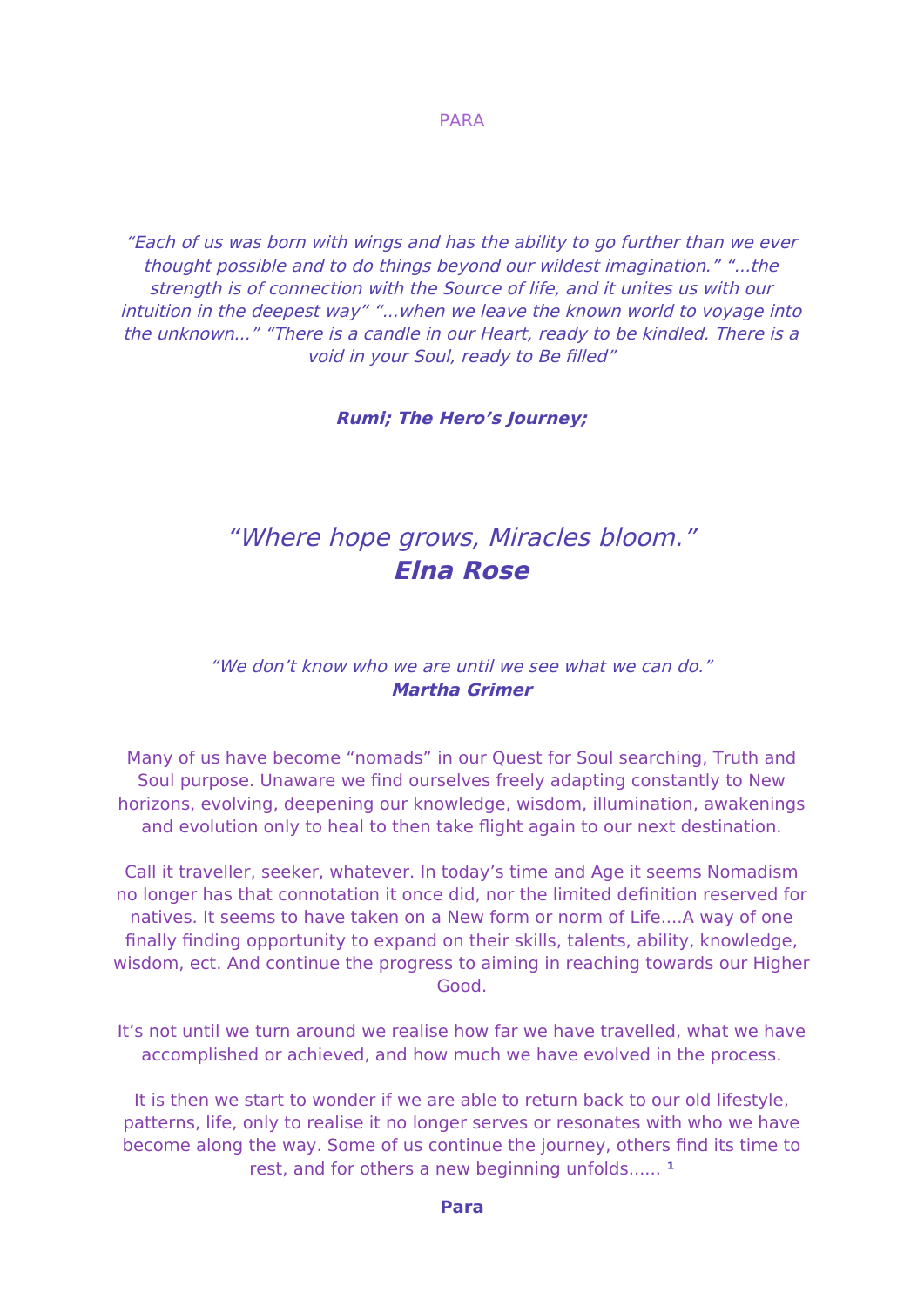PARA

*"Each of us was born with wings and has the ability to go further than we ever thought possible and to do things beyond our wildest imagination." "...the strength is of connection with the Source of life, and it unites us with our intuition in the deepest way" "...when we leave the known world to voyage into the unknown..." "There is a candle in our Heart, ready to be kindled. There is a void in your Soul, ready to Be filled"*

***Rumi; The Hero's Journey;***

*"Where hope grows, Miracles bloom."*
***Elna Rose***

*"We don't know who we are until we see what we can do."*
***Martha Grimer***

Many of us have become "nomads" in our Quest for Soul searching, Truth and Soul purpose. Unaware we find ourselves freely adapting constantly to New horizons, evolving, deepening our knowledge, wisdom, illumination, awakenings and evolution only to heal to then take flight again to our next destination.

Call it traveller, seeker, whatever. In today's time and Age it seems Nomadism no longer has that connotation it once did, nor the limited definition reserved for natives. It seems to have taken on a New form or norm of Life....A way of one finally finding opportunity to expand on their skills, talents, ability, knowledge, wisdom, ect. And continue the progress to aiming in reaching towards our Higher Good.

It's not until we turn around we realise how far we have travelled, what we have accomplished or achieved, and how much we have evolved in the process.

It is then we start to wonder if we are able to return back to our old lifestyle, patterns, life, only to realise it no longer serves or resonates with who we have become along the way. Some of us continue the journey, others find its time to rest, and for others a new beginning unfolds...... [1]

**Para**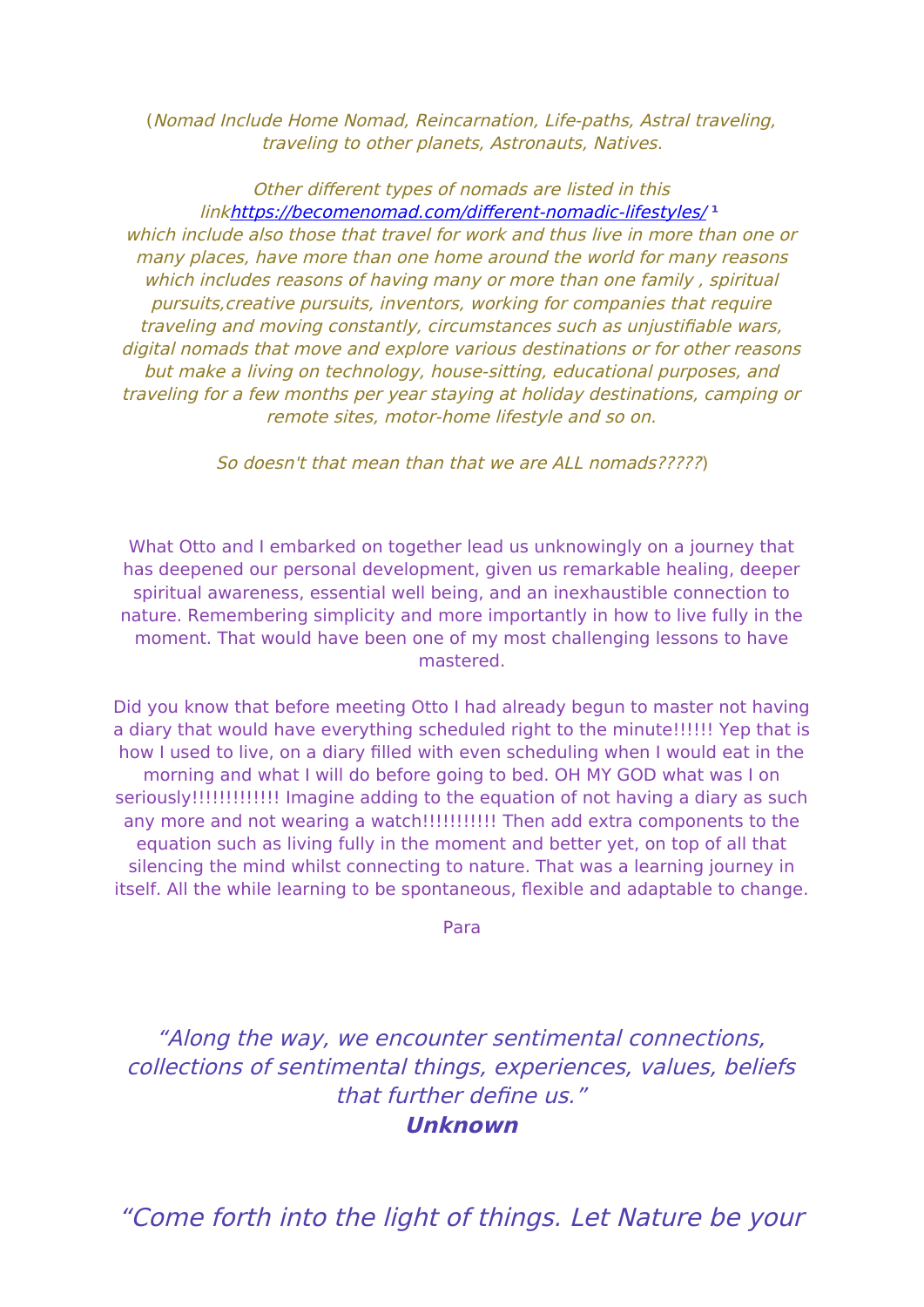(*Nomad Include Home Nomad, Reincarnation, Life-paths, Astral traveling, traveling to other planets, Astronauts, Natives*.

*Other different types of nomads are listed in this link[https://becomenomad.com/different-nomadic-lifestyles/](https://becomenomad.com/different-nomadic-lifestyles/)* [1] *which include also those that travel for work and thus live in more than one or many places, have more than one home around the world for many reasons which includes reasons of having many or more than one family , spiritual pursuits,creative pursuits, inventors, working for companies that require traveling and moving constantly, circumstances such as unjustifiable wars, digital nomads that move and explore various destinations or for other reasons but make a living on technology, house-sitting, educational purposes, and traveling for a few months per year staying at holiday destinations, camping or remote sites, motor-home lifestyle and so on.*

*So doesn't that mean than that we are ALL nomads?????*)

What Otto and I embarked on together lead us unknowingly on a journey that has deepened our personal development, given us remarkable healing, deeper spiritual awareness, essential well being, and an inexhaustible connection to nature. Remembering simplicity and more importantly in how to live fully in the moment. That would have been one of my most challenging lessons to have mastered.

Did you know that before meeting Otto I had already begun to master not having a diary that would have everything scheduled right to the minute!!!!!! Yep that is how I used to live, on a diary filled with even scheduling when I would eat in the morning and what I will do before going to bed. OH MY GOD what was I on seriously!!!!!!!!!!!!! Imagine adding to the equation of not having a diary as such any more and not wearing a watch!!!!!!!!!!! Then add extra components to the equation such as living fully in the moment and better yet, on top of all that silencing the mind whilst connecting to nature. That was a learning journey in itself. All the while learning to be spontaneous, flexible and adaptable to change.

Para

*"Along the way, we encounter sentimental connections, collections of sentimental things, experiences, values, beliefs that further define us."*
***Unknown***

*"Come forth into the light of things. Let Nature be your*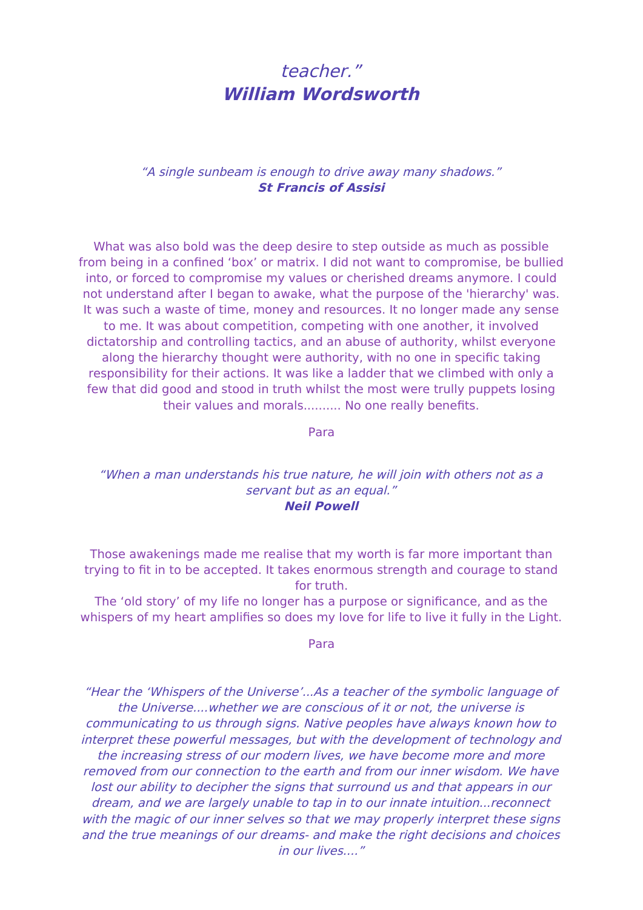*teacher."*
***William Wordsworth***

*"A single sunbeam is enough to drive away many shadows."*
***St Francis of Assisi***

What was also bold was the deep desire to step outside as much as possible from being in a confined 'box' or matrix. I did not want to compromise, be bullied into, or forced to compromise my values or cherished dreams anymore. I could not understand after I began to awake, what the purpose of the 'hierarchy' was. It was such a waste of time, money and resources. It no longer made any sense to me. It was about competition, competing with one another, it involved dictatorship and controlling tactics, and an abuse of authority, whilst everyone along the hierarchy thought were authority, with no one in specific taking responsibility for their actions. It was like a ladder that we climbed with only a few that did good and stood in truth whilst the most were trully puppets losing their values and morals.......... No one really benefits.

Para

*"When a man understands his true nature, he will join with others not as a servant but as an equal."*
***Neil Powell***

Those awakenings made me realise that my worth is far more important than trying to fit in to be accepted. It takes enormous strength and courage to stand for truth.
The 'old story' of my life no longer has a purpose or significance, and as the whispers of my heart amplifies so does my love for life to live it fully in the Light.

Para

*"Hear the 'Whispers of the Universe'...As a teacher of the symbolic language of the Universe....whether we are conscious of it or not, the universe is communicating to us through signs. Native peoples have always known how to interpret these powerful messages, but with the development of technology and the increasing stress of our modern lives, we have become more and more removed from our connection to the earth and from our inner wisdom. We have lost our ability to decipher the signs that surround us and that appears in our dream, and we are largely unable to tap in to our innate intuition...reconnect with the magic of our inner selves so that we may properly interpret these signs and the true meanings of our dreams- and make the right decisions and choices in our lives...."*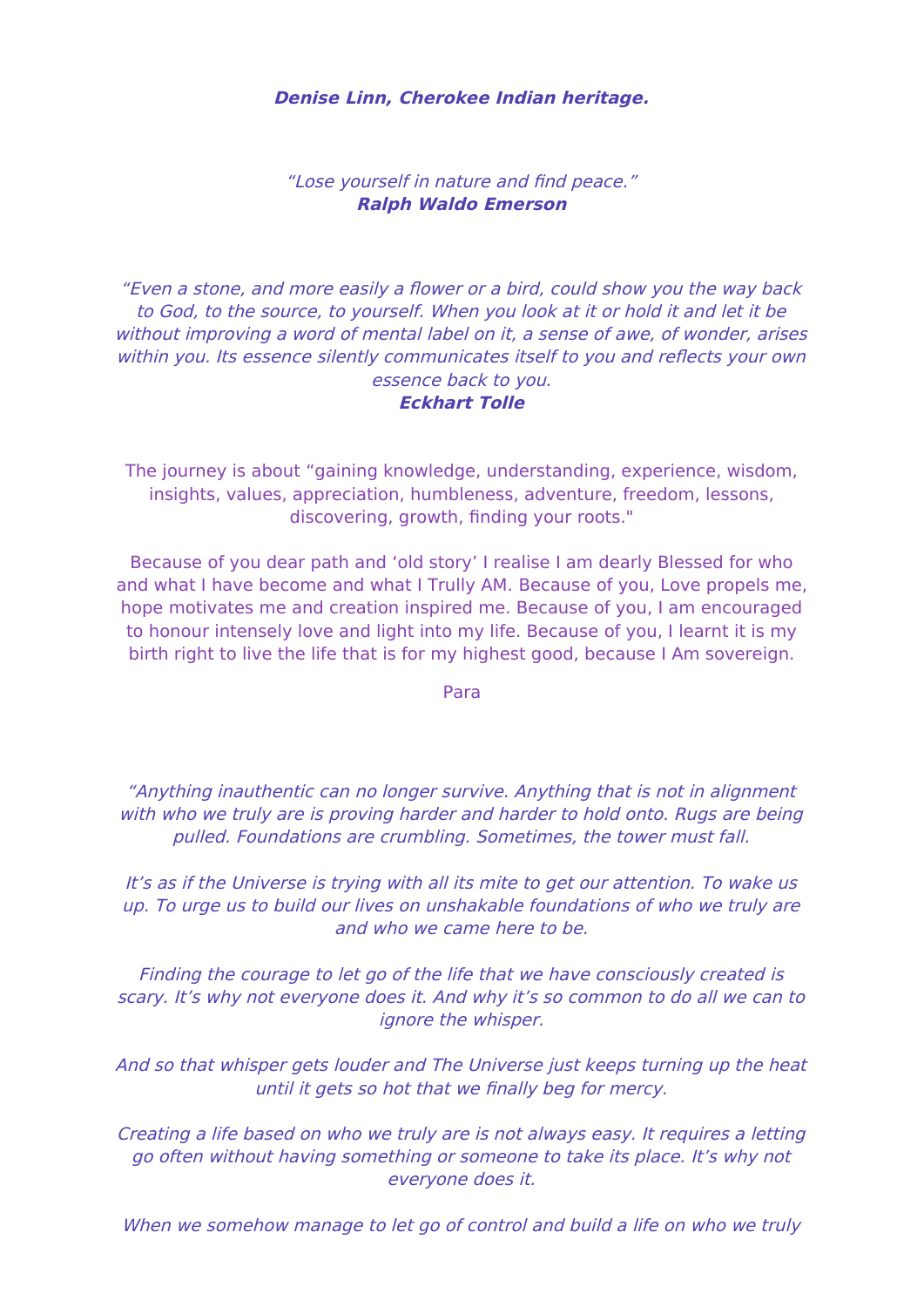***Denise Linn, Cherokee Indian heritage.***

*"Lose yourself in nature and find peace."*
***Ralph Waldo Emerson***

*"Even a stone, and more easily a flower or a bird, could show you the way back to God, to the source, to yourself. When you look at it or hold it and let it be without improving a word of mental label on it, a sense of awe, of wonder, arises within you. Its essence silently communicates itself to you and reflects your own essence back to you.*
***Eckhart Tolle***

The journey is about "gaining knowledge, understanding, experience, wisdom, insights, values, appreciation, humbleness, adventure, freedom, lessons, discovering, growth, finding your roots."

Because of you dear path and 'old story' I realise I am dearly Blessed for who and what I have become and what I Trully AM. Because of you, Love propels me, hope motivates me and creation inspired me. Because of you, I am encouraged to honour intensely love and light into my life. Because of you, I learnt it is my birth right to live the life that is for my highest good, because I Am sovereign.

Para

*"Anything inauthentic can no longer survive. Anything that is not in alignment with who we truly are is proving harder and harder to hold onto. Rugs are being pulled. Foundations are crumbling. Sometimes, the tower must fall.*

*It's as if the Universe is trying with all its mite to get our attention. To wake us up. To urge us to build our lives on unshakable foundations of who we truly are and who we came here to be.*

*Finding the courage to let go of the life that we have consciously created is scary. It's why not everyone does it. And why it's so common to do all we can to ignore the whisper.*

*And so that whisper gets louder and The Universe just keeps turning up the heat until it gets so hot that we finally beg for mercy.*

*Creating a life based on who we truly are is not always easy. It requires a letting go often without having something or someone to take its place. It's why not everyone does it.*

*When we somehow manage to let go of control and build a life on who we truly*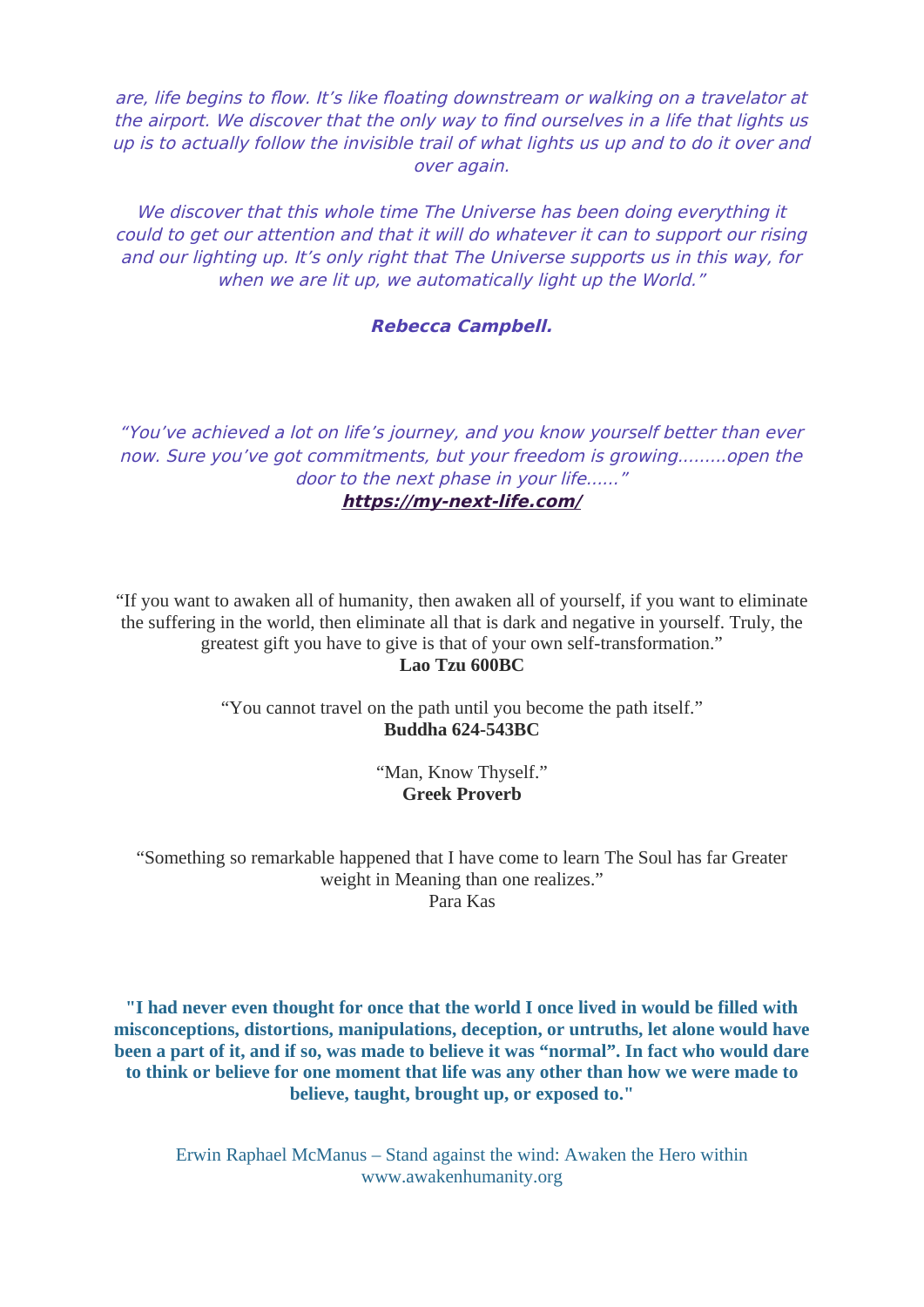*are, life begins to flow. It's like floating downstream or walking on a travelator at the airport. We discover that the only way to find ourselves in a life that lights us up is to actually follow the invisible trail of what lights us up and to do it over and over again.*

*We discover that this whole time The Universe has been doing everything it could to get our attention and that it will do whatever it can to support our rising and our lighting up. It's only right that The Universe supports us in this way, for when we are lit up, we automatically light up the World."*

***Rebecca Campbell.***

*"You've achieved a lot on life's journey, and you know yourself better than ever now. Sure you've got commitments, but your freedom is growing.........open the door to the next phase in your life......"*
***https://my-next-life.com/***

"If you want to awaken all of humanity, then awaken all of yourself, if you want to eliminate the suffering in the world, then eliminate all that is dark and negative in yourself. Truly, the greatest gift you have to give is that of your own self-transformation."
**Lao Tzu 600BC**

"You cannot travel on the path until you become the path itself."
**Buddha 624-543BC**

"Man, Know Thyself."
**Greek Proverb**

"Something so remarkable happened that I have come to learn The Soul has far Greater weight in Meaning than one realizes."
Para Kas

**"I had never even thought for once that the world I once lived in would be filled with misconceptions, distortions, manipulations, deception, or untruths, let alone would have been a part of it, and if so, was made to believe it was "normal". In fact who would dare to think or believe for one moment that life was any other than how we were made to believe, taught, brought up, or exposed to."**

Erwin Raphael McManus – Stand against the wind: Awaken the Hero within
www.awakenhumanity.org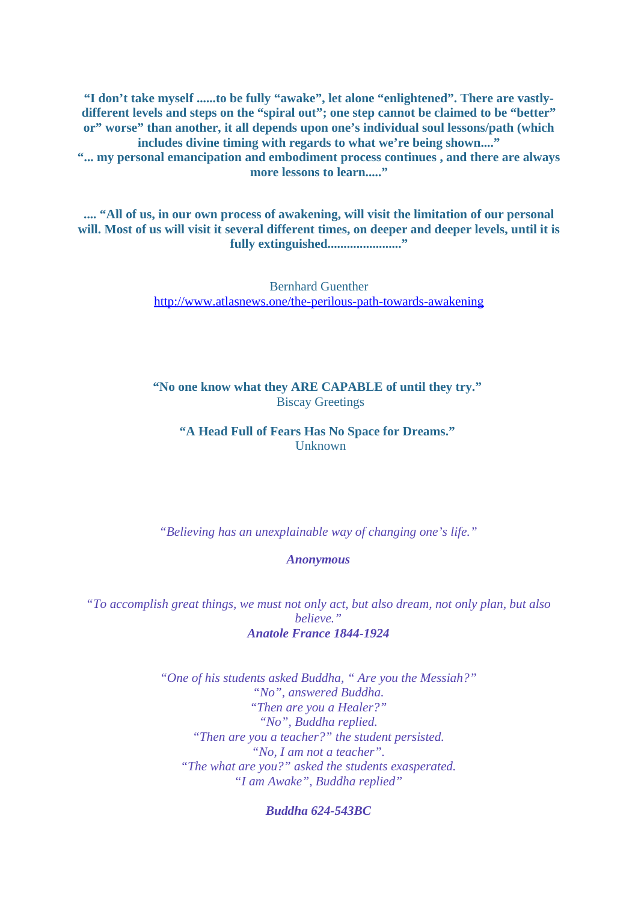**"I don't take myself ......to be fully "awake", let alone "enlightened". There are vastly-different levels and steps on the "spiral out"; one step cannot be claimed to be "better" or" worse" than another, it all depends upon one's individual soul lessons/path (which includes divine timing with regards to what we're being shown...."**
**"... my personal emancipation and embodiment process continues , and there are always more lessons to learn....."**

**.... "All of us, in our own process of awakening, will visit the limitation of our personal will. Most of us will visit it several different times, on deeper and deeper levels, until it is fully extinguished......................"**

Bernhard Guenther
http://www.atlasnews.one/the-perilous-path-towards-awakening

**"No one know what they ARE CAPABLE of until they try."**
Biscay Greetings

**"A Head Full of Fears Has No Space for Dreams."**
Unknown

*"Believing has an unexplainable way of changing one's life."*

***Anonymous***

*"To accomplish great things, we must not only act, but also dream, not only plan, but also believe."*
***Anatole France 1844-1924***

*"One of his students asked Buddha, " Are you the Messiah?"*
*"No", answered Buddha.*
*"Then are you a Healer?"*
*"No", Buddha replied.*
*"Then are you a teacher?" the student persisted.*
*"No, I am not a teacher".*
*"The what are you?" asked the students exasperated.*
*"I am Awake", Buddha replied"*

***Buddha 624-543BC***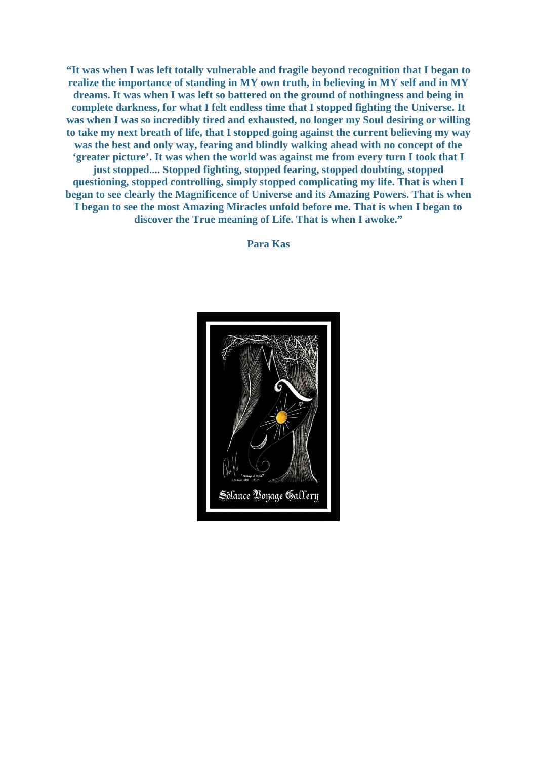**“It was when I was left totally vulnerable and fragile beyond recognition that I began to realize the importance of standing in MY own truth, in believing in MY self and in MY dreams. It was when I was left so battered on the ground of nothingness and being in complete darkness, for what I felt endless time that I stopped fighting the Universe. It was when I was so incredibly tired and exhausted, no longer my Soul desiring or willing to take my next breath of life, that I stopped going against the current believing my way was the best and only way, fearing and blindly walking ahead with no concept of the ‘greater picture’. It was when the world was against me from every turn I took that I just stopped.... Stopped fighting, stopped fearing, stopped doubting, stopped questioning, stopped controlling, simply stopped complicating my life. That is when I began to see clearly the Magnificence of Universe and its Amazing Powers. That is when I began to see the most Amazing Miracles unfold before me. That is when I began to discover the True meaning of Life. That is when I awoke.”**

**Para Kas**